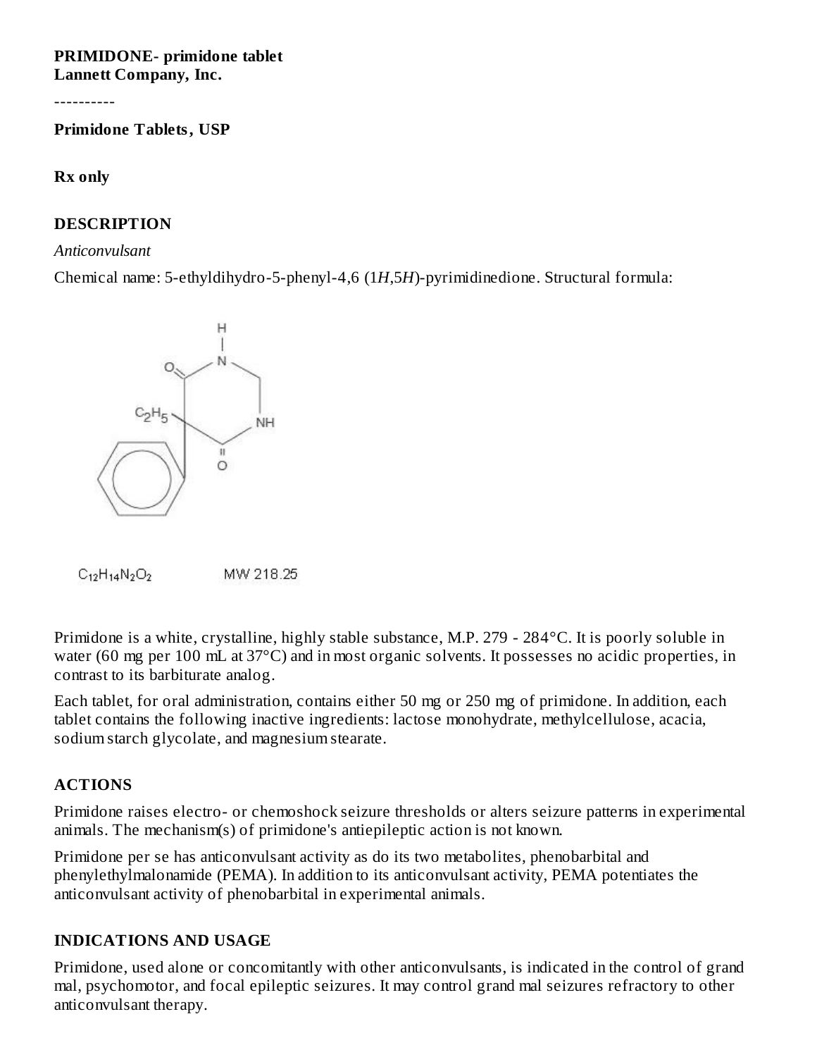**PRIMIDONE- primidone tablet**
**Lannett Company, Inc.**

----------

**Primidone Tablets, USP**

**Rx only**

## DESCRIPTION

*Anticonvulsant*

Chemical name: 5-ethyldihydro-5-phenyl-4,6 (1*H*,5*H*)-pyrimidinedione. Structural formula:

$C_{12}H_{14}N_2O_2$ MW 218.25

Primidone is a white, crystalline, highly stable substance, M.P. 279 - 284°C. It is poorly soluble in water (60 mg per 100 mL at 37°C) and in most organic solvents. It possesses no acidic properties, in contrast to its barbiturate analog.

Each tablet, for oral administration, contains either 50 mg or 250 mg of primidone. In addition, each tablet contains the following inactive ingredients: lactose monohydrate, methylcellulose, acacia, sodium starch glycolate, and magnesium stearate.

## ACTIONS

Primidone raises electro- or chemoshock seizure thresholds or alters seizure patterns in experimental animals. The mechanism(s) of primidone's antiepileptic action is not known.

Primidone per se has anticonvulsant activity as do its two metabolites, phenobarbital and phenylethylmalonamide (PEMA). In addition to its anticonvulsant activity, PEMA potentiates the anticonvulsant activity of phenobarbital in experimental animals.

## INDICATIONS AND USAGE

Primidone, used alone or concomitantly with other anticonvulsants, is indicated in the control of grand mal, psychomotor, and focal epileptic seizures. It may control grand mal seizures refractory to other anticonvulsant therapy.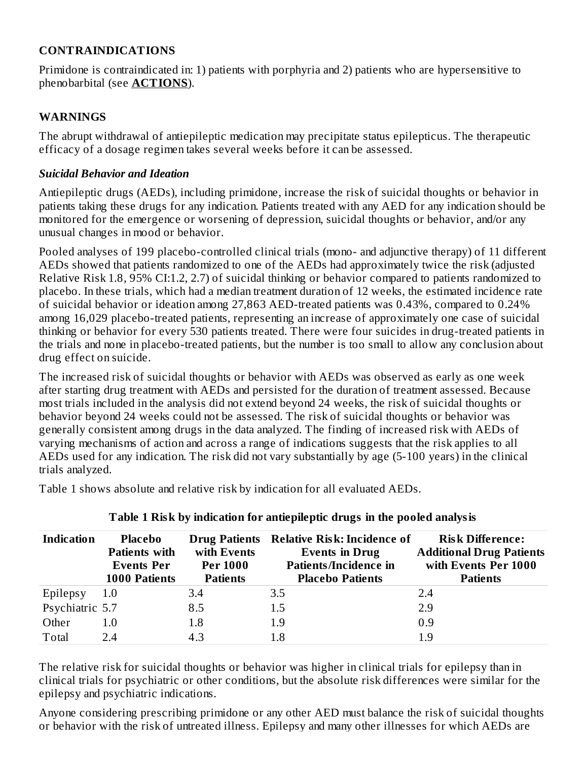## CONTRAINDICATIONS

Primidone is contraindicated in: 1) patients with porphyria and 2) patients who are hypersensitive to phenobarbital (see **ACTIONS**).

## WARNINGS

The abrupt withdrawal of antiepileptic medication may precipitate status epilepticus. The therapeutic efficacy of a dosage regimen takes several weeks before it can be assessed.

### *Suicidal Behavior and Ideation*

Antiepileptic drugs (AEDs), including primidone, increase the risk of suicidal thoughts or behavior in patients taking these drugs for any indication. Patients treated with any AED for any indication should be monitored for the emergence or worsening of depression, suicidal thoughts or behavior, and/or any unusual changes in mood or behavior.

Pooled analyses of 199 placebo-controlled clinical trials (mono- and adjunctive therapy) of 11 different AEDs showed that patients randomized to one of the AEDs had approximately twice the risk (adjusted Relative Risk 1.8, 95% CI:1.2, 2.7) of suicidal thinking or behavior compared to patients randomized to placebo. In these trials, which had a median treatment duration of 12 weeks, the estimated incidence rate of suicidal behavior or ideation among 27,863 AED-treated patients was 0.43%, compared to 0.24% among 16,029 placebo-treated patients, representing an increase of approximately one case of suicidal thinking or behavior for every 530 patients treated. There were four suicides in drug-treated patients in the trials and none in placebo-treated patients, but the number is too small to allow any conclusion about drug effect on suicide.

The increased risk of suicidal thoughts or behavior with AEDs was observed as early as one week after starting drug treatment with AEDs and persisted for the duration of treatment assessed. Because most trials included in the analysis did not extend beyond 24 weeks, the risk of suicidal thoughts or behavior beyond 24 weeks could not be assessed. The risk of suicidal thoughts or behavior was generally consistent among drugs in the data analyzed. The finding of increased risk with AEDs of varying mechanisms of action and across a range of indications suggests that the risk applies to all AEDs used for any indication. The risk did not vary substantially by age (5-100 years) in the clinical trials analyzed.

Table 1 shows absolute and relative risk by indication for all evaluated AEDs.

**Table 1 Risk by indication for antiepileptic drugs in the pooled analysis**

| Indication | Placebo Patients with Events Per 1000 Patients | Drug Patients with Events Per 1000 Patients | Relative Risk: Incidence of Events in Drug Patients/Incidence in Placebo Patients | Risk Difference: Additional Drug Patients with Events Per 1000 Patients |
|---|---|---|---|---|
| Epilepsy | 1.0 | 3.4 | 3.5 | 2.4 |
| Psychiatric | 5.7 | 8.5 | 1.5 | 2.9 |
| Other | 1.0 | 1.8 | 1.9 | 0.9 |
| Total | 2.4 | 4.3 | 1.8 | 1.9 |

The relative risk for suicidal thoughts or behavior was higher in clinical trials for epilepsy than in clinical trials for psychiatric or other conditions, but the absolute risk differences were similar for the epilepsy and psychiatric indications.

Anyone considering prescribing primidone or any other AED must balance the risk of suicidal thoughts or behavior with the risk of untreated illness. Epilepsy and many other illnesses for which AEDs are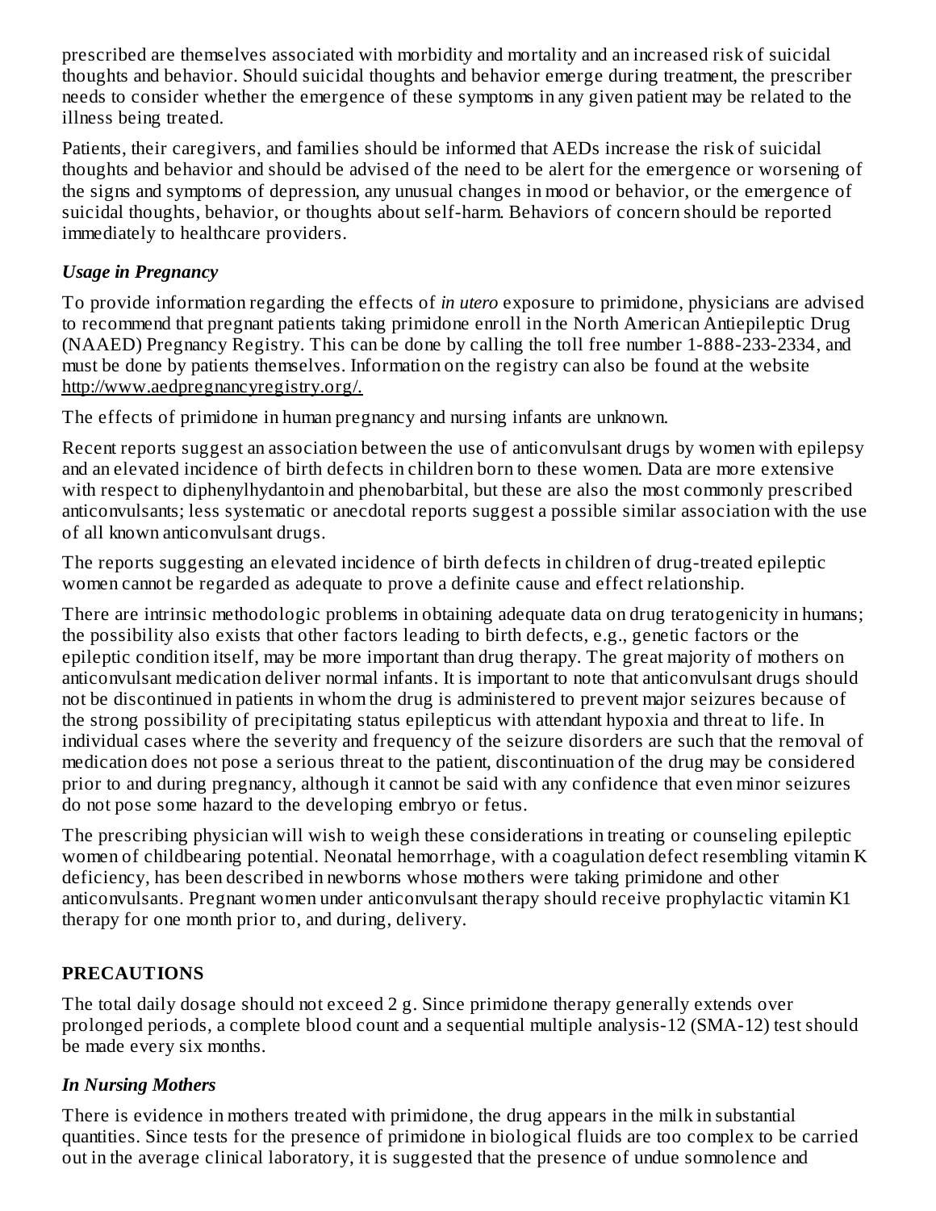prescribed are themselves associated with morbidity and mortality and an increased risk of suicidal thoughts and behavior. Should suicidal thoughts and behavior emerge during treatment, the prescriber needs to consider whether the emergence of these symptoms in any given patient may be related to the illness being treated.

Patients, their caregivers, and families should be informed that AEDs increase the risk of suicidal thoughts and behavior and should be advised of the need to be alert for the emergence or worsening of the signs and symptoms of depression, any unusual changes in mood or behavior, or the emergence of suicidal thoughts, behavior, or thoughts about self-harm. Behaviors of concern should be reported immediately to healthcare providers.

### *Usage in Pregnancy*

To provide information regarding the effects of *in utero* exposure to primidone, physicians are advised to recommend that pregnant patients taking primidone enroll in the North American Antiepileptic Drug (NAAED) Pregnancy Registry. This can be done by calling the toll free number 1-888-233-2334, and must be done by patients themselves. Information on the registry can also be found at the website http://www.aedpregnancyregistry.org/.

The effects of primidone in human pregnancy and nursing infants are unknown.

Recent reports suggest an association between the use of anticonvulsant drugs by women with epilepsy and an elevated incidence of birth defects in children born to these women. Data are more extensive with respect to diphenylhydantoin and phenobarbital, but these are also the most commonly prescribed anticonvulsants; less systematic or anecdotal reports suggest a possible similar association with the use of all known anticonvulsant drugs.

The reports suggesting an elevated incidence of birth defects in children of drug-treated epileptic women cannot be regarded as adequate to prove a definite cause and effect relationship.

There are intrinsic methodologic problems in obtaining adequate data on drug teratogenicity in humans; the possibility also exists that other factors leading to birth defects, e.g., genetic factors or the epileptic condition itself, may be more important than drug therapy. The great majority of mothers on anticonvulsant medication deliver normal infants. It is important to note that anticonvulsant drugs should not be discontinued in patients in whom the drug is administered to prevent major seizures because of the strong possibility of precipitating status epilepticus with attendant hypoxia and threat to life. In individual cases where the severity and frequency of the seizure disorders are such that the removal of medication does not pose a serious threat to the patient, discontinuation of the drug may be considered prior to and during pregnancy, although it cannot be said with any confidence that even minor seizures do not pose some hazard to the developing embryo or fetus.

The prescribing physician will wish to weigh these considerations in treating or counseling epileptic women of childbearing potential. Neonatal hemorrhage, with a coagulation defect resembling vitamin K deficiency, has been described in newborns whose mothers were taking primidone and other anticonvulsants. Pregnant women under anticonvulsant therapy should receive prophylactic vitamin K1 therapy for one month prior to, and during, delivery.

## PRECAUTIONS

The total daily dosage should not exceed 2 g. Since primidone therapy generally extends over prolonged periods, a complete blood count and a sequential multiple analysis-12 (SMA-12) test should be made every six months.

### *In Nursing Mothers*

There is evidence in mothers treated with primidone, the drug appears in the milk in substantial quantities. Since tests for the presence of primidone in biological fluids are too complex to be carried out in the average clinical laboratory, it is suggested that the presence of undue somnolence and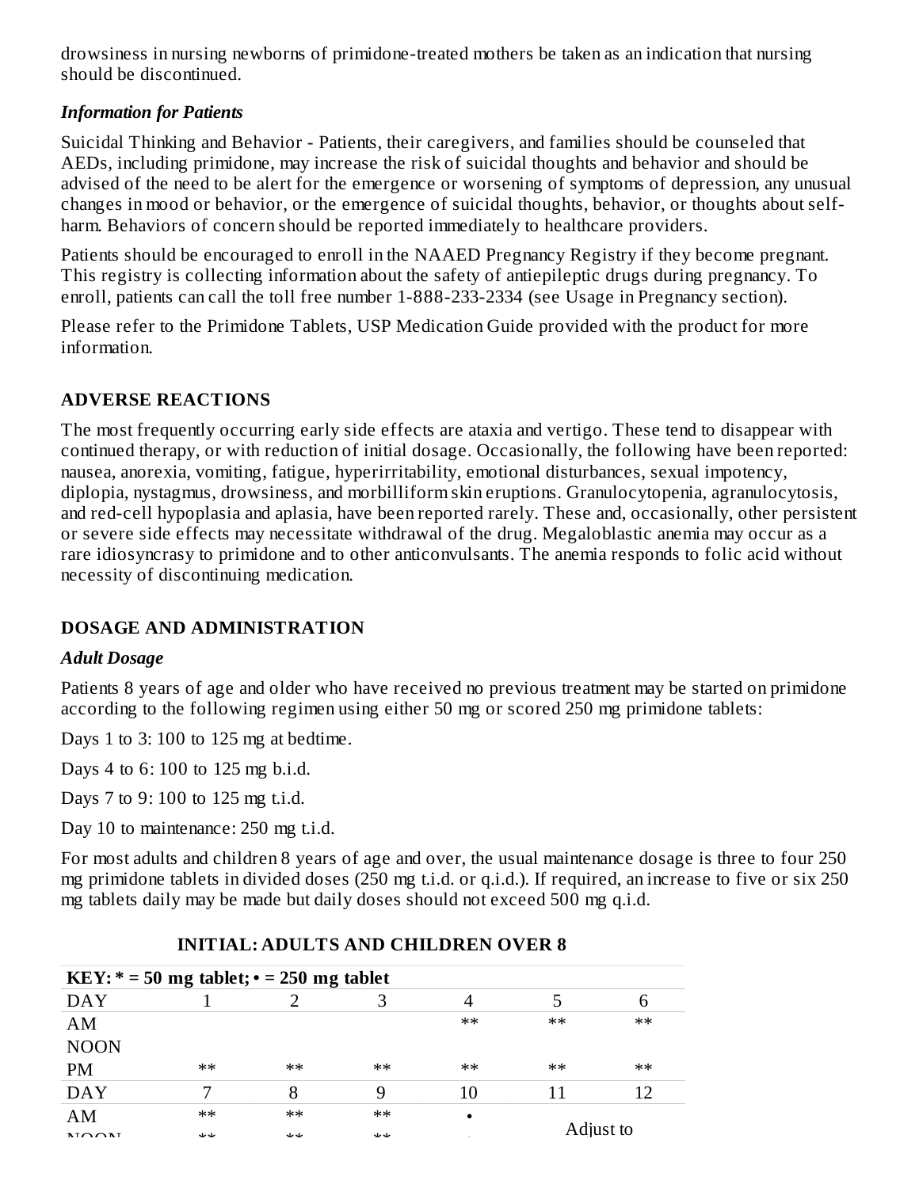drowsiness in nursing newborns of primidone-treated mothers be taken as an indication that nursing should be discontinued.

### *Information for Patients*

Suicidal Thinking and Behavior - Patients, their caregivers, and families should be counseled that AEDs, including primidone, may increase the risk of suicidal thoughts and behavior and should be advised of the need to be alert for the emergence or worsening of symptoms of depression, any unusual changes in mood or behavior, or the emergence of suicidal thoughts, behavior, or thoughts about self-harm. Behaviors of concern should be reported immediately to healthcare providers.

Patients should be encouraged to enroll in the NAAED Pregnancy Registry if they become pregnant. This registry is collecting information about the safety of antiepileptic drugs during pregnancy. To enroll, patients can call the toll free number 1-888-233-2334 (see Usage in Pregnancy section).

Please refer to the Primidone Tablets, USP Medication Guide provided with the product for more information.

## ADVERSE REACTIONS

The most frequently occurring early side effects are ataxia and vertigo. These tend to disappear with continued therapy, or with reduction of initial dosage. Occasionally, the following have been reported: nausea, anorexia, vomiting, fatigue, hyperirritability, emotional disturbances, sexual impotency, diplopia, nystagmus, drowsiness, and morbilliform skin eruptions. Granulocytopenia, agranulocytosis, and red-cell hypoplasia and aplasia, have been reported rarely. These and, occasionally, other persistent or severe side effects may necessitate withdrawal of the drug. Megaloblastic anemia may occur as a rare idiosyncrasy to primidone and to other anticonvulsants. The anemia responds to folic acid without necessity of discontinuing medication.

## DOSAGE AND ADMINISTRATION

### *Adult Dosage*

Patients 8 years of age and older who have received no previous treatment may be started on primidone according to the following regimen using either 50 mg or scored 250 mg primidone tablets:

Days 1 to 3: 100 to 125 mg at bedtime.

Days 4 to 6: 100 to 125 mg b.i.d.

Days 7 to 9: 100 to 125 mg t.i.d.

Day 10 to maintenance: 250 mg t.i.d.

For most adults and children 8 years of age and over, the usual maintenance dosage is three to four 250 mg primidone tablets in divided doses (250 mg t.i.d. or q.i.d.). If required, an increase to five or six 250 mg tablets daily may be made but daily doses should not exceed 500 mg q.i.d.

**INITIAL: ADULTS AND CHILDREN OVER 8**

| KEY: * = 50 mg tablet; • = 250 mg tablet | | | | | | |
|---|---|---|---|---|---|---|
| DAY | 1 | 2 | 3 | 4 | 5 | 6 |
| AM | | | | ** | ** | ** |
| NOON | | | | | | |
| PM | ** | ** | ** | ** | ** | ** |
| DAY | 7 | 8 | 9 | 10 | 11 | 12 |
| AM | ** | ** | ** | • | Adjust to | |
| NOON | ** | ** | ** | • | | |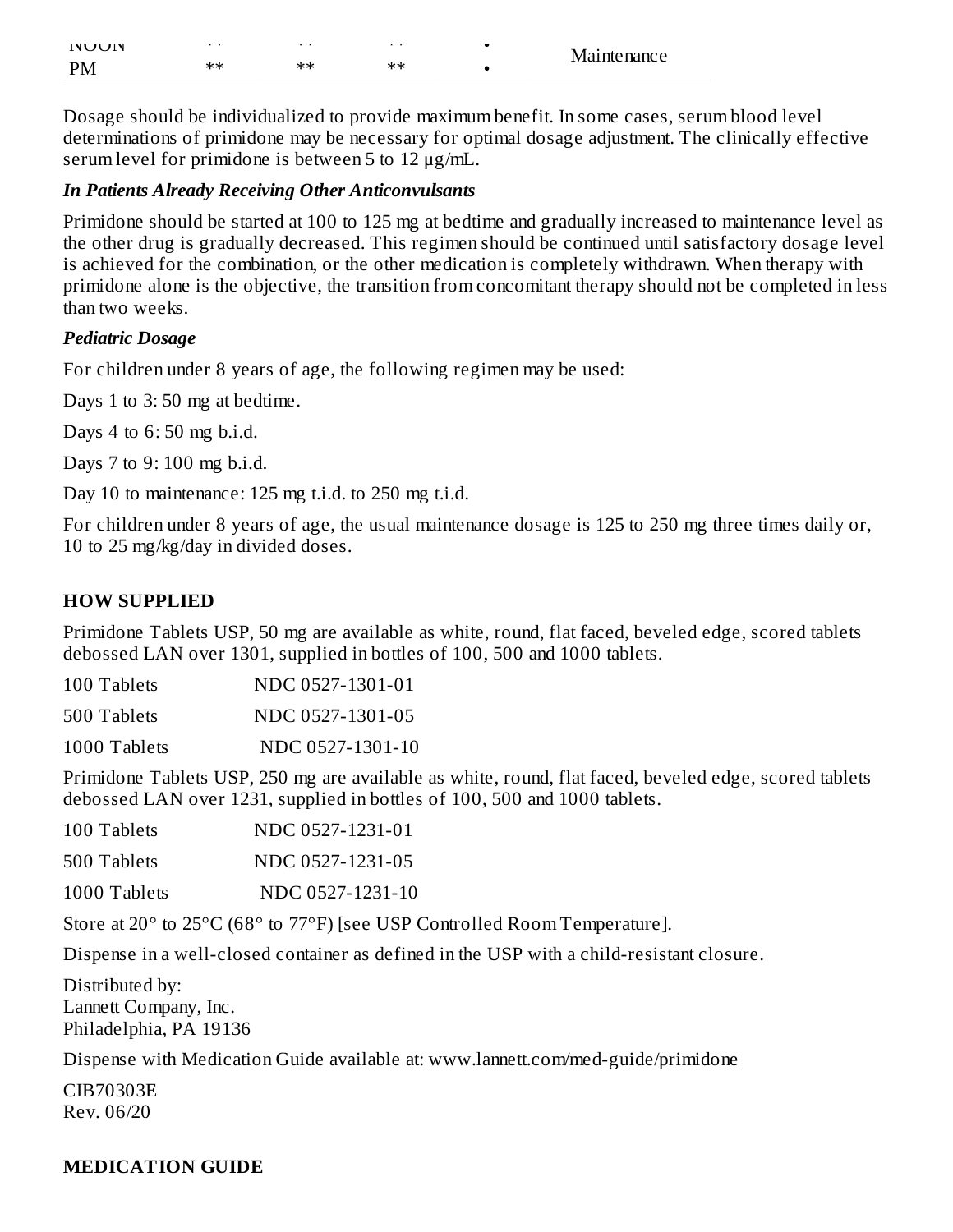| NOON | ** | ** | ** | • | Maintenance |
| --- | --- | --- | --- | --- | --- |
| PM | ** | ** | ** | • | |

Dosage should be individualized to provide maximum benefit. In some cases, serum blood level determinations of primidone may be necessary for optimal dosage adjustment. The clinically effective serum level for primidone is between 5 to 12 µg/mL.

***In Patients Already Receiving Other Anticonvulsants***

Primidone should be started at 100 to 125 mg at bedtime and gradually increased to maintenance level as the other drug is gradually decreased. This regimen should be continued until satisfactory dosage level is achieved for the combination, or the other medication is completely withdrawn. When therapy with primidone alone is the objective, the transition from concomitant therapy should not be completed in less than two weeks.

***Pediatric Dosage***

For children under 8 years of age, the following regimen may be used:

Days 1 to 3: 50 mg at bedtime.

Days 4 to 6: 50 mg b.i.d.

Days 7 to 9: 100 mg b.i.d.

Day 10 to maintenance: 125 mg t.i.d. to 250 mg t.i.d.

For children under 8 years of age, the usual maintenance dosage is 125 to 250 mg three times daily or, 10 to 25 mg/kg/day in divided doses.

## HOW SUPPLIED

Primidone Tablets USP, 50 mg are available as white, round, flat faced, beveled edge, scored tablets debossed LAN over 1301, supplied in bottles of 100, 500 and 1000 tablets.

| | |
| --- | --- |
| 100 Tablets | NDC 0527-1301-01 |
| 500 Tablets | NDC 0527-1301-05 |
| 1000 Tablets | NDC 0527-1301-10 |

Primidone Tablets USP, 250 mg are available as white, round, flat faced, beveled edge, scored tablets debossed LAN over 1231, supplied in bottles of 100, 500 and 1000 tablets.

| | |
| --- | --- |
| 100 Tablets | NDC 0527-1231-01 |
| 500 Tablets | NDC 0527-1231-05 |
| 1000 Tablets | NDC 0527-1231-10 |

Store at 20° to 25°C (68° to 77°F) [see USP Controlled Room Temperature].

Dispense in a well-closed container as defined in the USP with a child-resistant closure.

Distributed by:
Lannett Company, Inc.
Philadelphia, PA 19136

Dispense with Medication Guide available at: www.lannett.com/med-guide/primidone

CIB70303E
Rev. 06/20

## MEDICATION GUIDE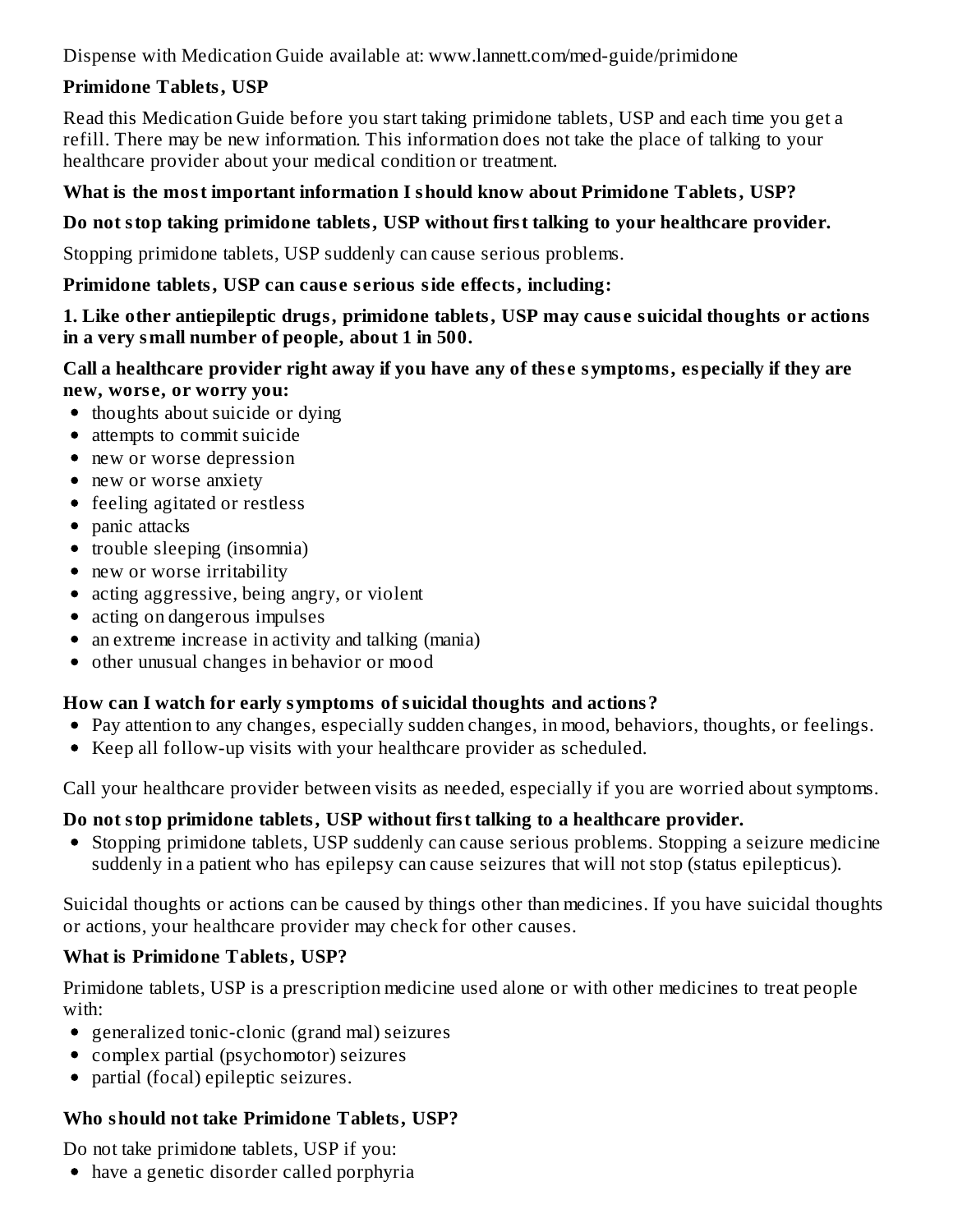Dispense with Medication Guide available at: www.lannett.com/med-guide/primidone

**Primidone Tablets, USP**

Read this Medication Guide before you start taking primidone tablets, USP and each time you get a refill. There may be new information. This information does not take the place of talking to your healthcare provider about your medical condition or treatment.

**What is the most important information I should know about Primidone Tablets, USP?**

**Do not stop taking primidone tablets, USP without first talking to your healthcare provider.**

Stopping primidone tablets, USP suddenly can cause serious problems.

**Primidone tablets, USP can cause serious side effects, including:**

**1. Like other antiepileptic drugs, primidone tablets, USP may cause suicidal thoughts or actions in a very small number of people, about 1 in 500.**

**Call a healthcare provider right away if you have any of these symptoms, especially if they are new, worse, or worry you:**

- thoughts about suicide or dying
- attempts to commit suicide
- new or worse depression
- new or worse anxiety
- feeling agitated or restless
- panic attacks
- trouble sleeping (insomnia)
- new or worse irritability
- acting aggressive, being angry, or violent
- acting on dangerous impulses
- an extreme increase in activity and talking (mania)
- other unusual changes in behavior or mood

**How can I watch for early symptoms of suicidal thoughts and actions?**

- Pay attention to any changes, especially sudden changes, in mood, behaviors, thoughts, or feelings.
- Keep all follow-up visits with your healthcare provider as scheduled.

Call your healthcare provider between visits as needed, especially if you are worried about symptoms.

**Do not stop primidone tablets, USP without first talking to a healthcare provider.**

- Stopping primidone tablets, USP suddenly can cause serious problems. Stopping a seizure medicine suddenly in a patient who has epilepsy can cause seizures that will not stop (status epilepticus).

Suicidal thoughts or actions can be caused by things other than medicines. If you have suicidal thoughts or actions, your healthcare provider may check for other causes.

**What is Primidone Tablets, USP?**

Primidone tablets, USP is a prescription medicine used alone or with other medicines to treat people with:

- generalized tonic-clonic (grand mal) seizures
- complex partial (psychomotor) seizures
- partial (focal) epileptic seizures.

**Who should not take Primidone Tablets, USP?**

Do not take primidone tablets, USP if you:

- have a genetic disorder called porphyria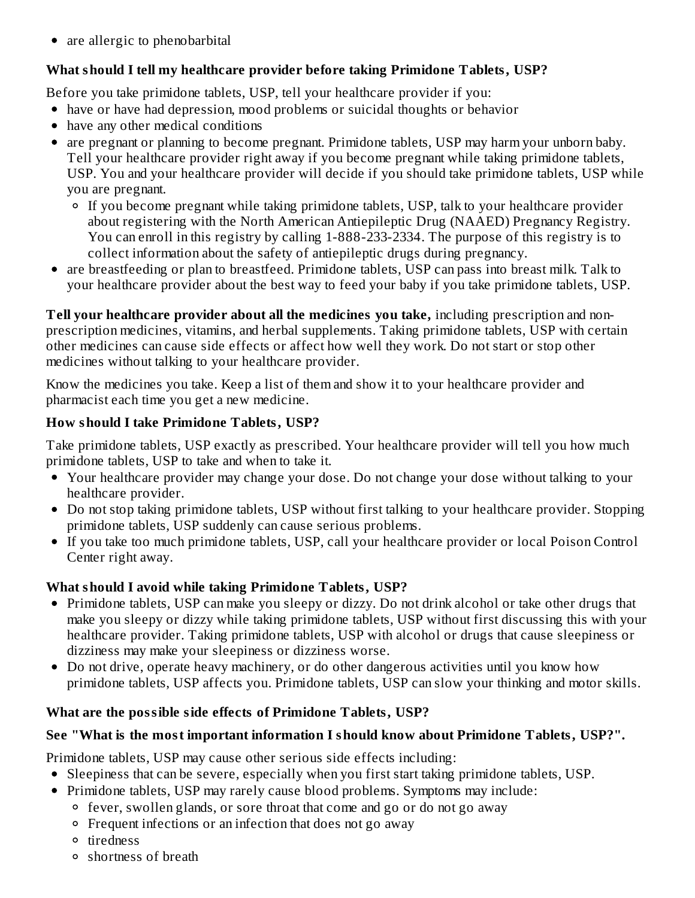- are allergic to phenobarbital

**What should I tell my healthcare provider before taking Primidone Tablets, USP?**

Before you take primidone tablets, USP, tell your healthcare provider if you:

- have or have had depression, mood problems or suicidal thoughts or behavior
- have any other medical conditions
- are pregnant or planning to become pregnant. Primidone tablets, USP may harm your unborn baby. Tell your healthcare provider right away if you become pregnant while taking primidone tablets, USP. You and your healthcare provider will decide if you should take primidone tablets, USP while you are pregnant.
  - If you become pregnant while taking primidone tablets, USP, talk to your healthcare provider about registering with the North American Antiepileptic Drug (NAAED) Pregnancy Registry. You can enroll in this registry by calling 1-888-233-2334. The purpose of this registry is to collect information about the safety of antiepileptic drugs during pregnancy.
- are breastfeeding or plan to breastfeed. Primidone tablets, USP can pass into breast milk. Talk to your healthcare provider about the best way to feed your baby if you take primidone tablets, USP.

**Tell your healthcare provider about all the medicines you take,** including prescription and non-prescription medicines, vitamins, and herbal supplements. Taking primidone tablets, USP with certain other medicines can cause side effects or affect how well they work. Do not start or stop other medicines without talking to your healthcare provider.

Know the medicines you take. Keep a list of them and show it to your healthcare provider and pharmacist each time you get a new medicine.

**How should I take Primidone Tablets, USP?**

Take primidone tablets, USP exactly as prescribed. Your healthcare provider will tell you how much primidone tablets, USP to take and when to take it.

- Your healthcare provider may change your dose. Do not change your dose without talking to your healthcare provider.
- Do not stop taking primidone tablets, USP without first talking to your healthcare provider. Stopping primidone tablets, USP suddenly can cause serious problems.
- If you take too much primidone tablets, USP, call your healthcare provider or local Poison Control Center right away.

**What should I avoid while taking Primidone Tablets, USP?**

- Primidone tablets, USP can make you sleepy or dizzy. Do not drink alcohol or take other drugs that make you sleepy or dizzy while taking primidone tablets, USP without first discussing this with your healthcare provider. Taking primidone tablets, USP with alcohol or drugs that cause sleepiness or dizziness may make your sleepiness or dizziness worse.
- Do not drive, operate heavy machinery, or do other dangerous activities until you know how primidone tablets, USP affects you. Primidone tablets, USP can slow your thinking and motor skills.

**What are the possible side effects of Primidone Tablets, USP?**

**See "What is the most important information I should know about Primidone Tablets, USP?".**

Primidone tablets, USP may cause other serious side effects including:

- Sleepiness that can be severe, especially when you first start taking primidone tablets, USP.
- Primidone tablets, USP may rarely cause blood problems. Symptoms may include:
  - fever, swollen glands, or sore throat that come and go or do not go away
  - Frequent infections or an infection that does not go away
  - tiredness
  - shortness of breath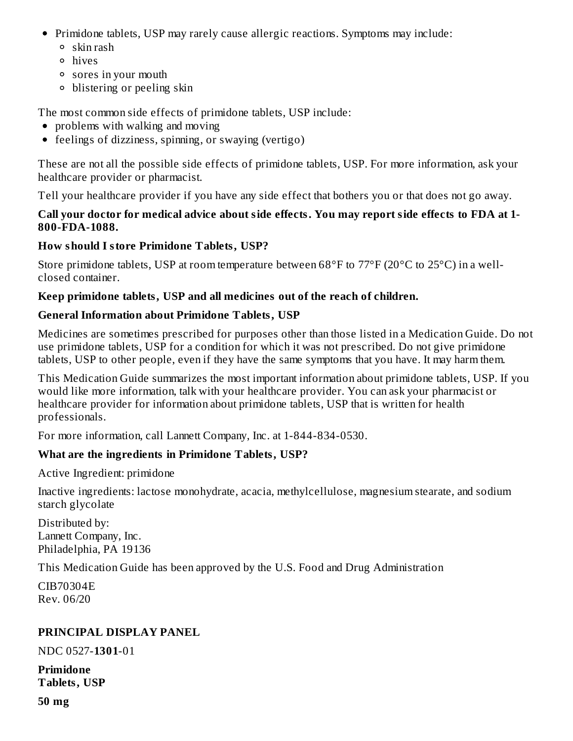- Primidone tablets, USP may rarely cause allergic reactions. Symptoms may include:
  - skin rash
  - hives
  - sores in your mouth
  - blistering or peeling skin

The most common side effects of primidone tablets, USP include:

- problems with walking and moving
- feelings of dizziness, spinning, or swaying (vertigo)

These are not all the possible side effects of primidone tablets, USP. For more information, ask your healthcare provider or pharmacist.

Tell your healthcare provider if you have any side effect that bothers you or that does not go away.

**Call your doctor for medical advice about side effects. You may report side effects to FDA at 1-800-FDA-1088.**

**How should I store Primidone Tablets, USP?**

Store primidone tablets, USP at room temperature between 68°F to 77°F (20°C to 25°C) in a well-closed container.

**Keep primidone tablets, USP and all medicines out of the reach of children.**

**General Information about Primidone Tablets, USP**

Medicines are sometimes prescribed for purposes other than those listed in a Medication Guide. Do not use primidone tablets, USP for a condition for which it was not prescribed. Do not give primidone tablets, USP to other people, even if they have the same symptoms that you have. It may harm them.

This Medication Guide summarizes the most important information about primidone tablets, USP. If you would like more information, talk with your healthcare provider. You can ask your pharmacist or healthcare provider for information about primidone tablets, USP that is written for health professionals.

For more information, call Lannett Company, Inc. at 1-844-834-0530.

**What are the ingredients in Primidone Tablets, USP?**

Active Ingredient: primidone

Inactive ingredients: lactose monohydrate, acacia, methylcellulose, magnesium stearate, and sodium starch glycolate

Distributed by:
Lannett Company, Inc.
Philadelphia, PA 19136

This Medication Guide has been approved by the U.S. Food and Drug Administration

CIB70304E
Rev. 06/20

**PRINCIPAL DISPLAY PANEL**

NDC 0527-**1301**-01

**Primidone**
**Tablets, USP**

**50 mg**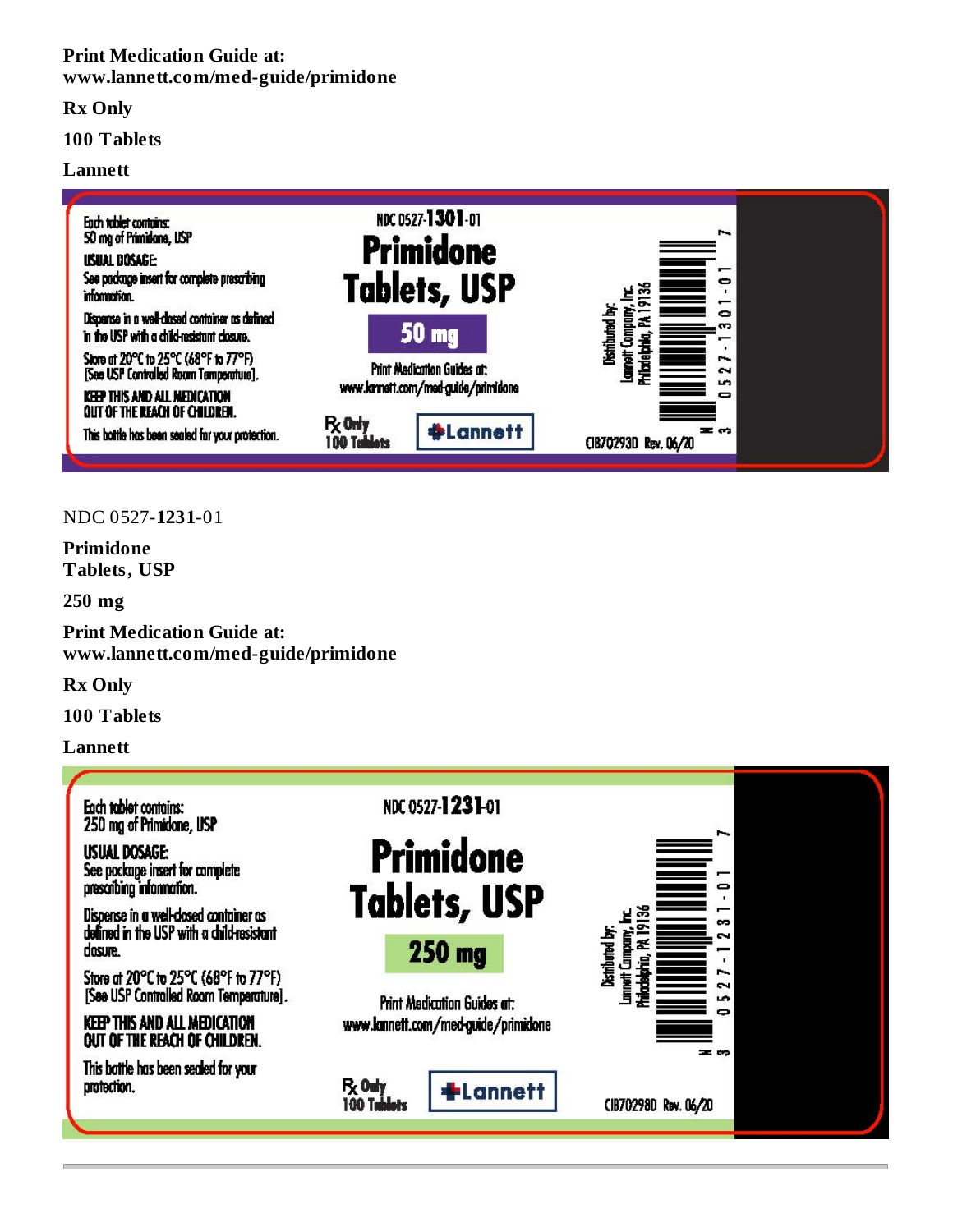**Print Medication Guide at:**
**www.lannett.com/med-guide/primidone**

**Rx Only**

**100 Tablets**

**Lannett**

Each tablet contains:
50 mg of Primidone, USP

USUAL DOSAGE:
See package insert for complete prescribing information.

Dispense in a well-closed container as defined in the USP with a child-resistant closure.

Store at 20°C to 25°C (68°F to 77°F)
[See USP Controlled Room Temperature].

KEEP THIS AND ALL MEDICATION OUT OF THE REACH OF CHILDREN.

This bottle has been sealed for your protection.

NDC 0527-**1301**-01

**Primidone Tablets, USP**

**50 mg**

Print Medication Guides at:
www.lannett.com/med-guide/primidone

Rx Only
100 Tablets

Lannett

Distributed by:
Lannett Company, Inc.
Philadelphia, PA 19136

3 0527-1301-01 7

CIB70293D Rev. 06/20

NDC 0527-**1231**-01

**Primidone**
**Tablets, USP**

**250 mg**

**Print Medication Guide at:**
**www.lannett.com/med-guide/primidone**

**Rx Only**

**100 Tablets**

**Lannett**

Each tablet contains:
250 mg of Primidone, USP

USUAL DOSAGE:
See package insert for complete prescribing information.

Dispense in a well-closed container as defined in the USP with a child-resistant closure.

Store at 20°C to 25°C (68°F to 77°F)
[See USP Controlled Room Temperature].

KEEP THIS AND ALL MEDICATION OUT OF THE REACH OF CHILDREN.

This bottle has been sealed for your protection.

NDC 0527-**1231**-01

**Primidone Tablets, USP**

**250 mg**

Print Medication Guides at:
www.lannett.com/med-guide/primidone

Rx Only
100 Tablets

Lannett

Distributed by:
Lannett Company, Inc.
Philadelphia, PA 19136

3 0527-1231-01 7

CIB70298D Rev. 06/20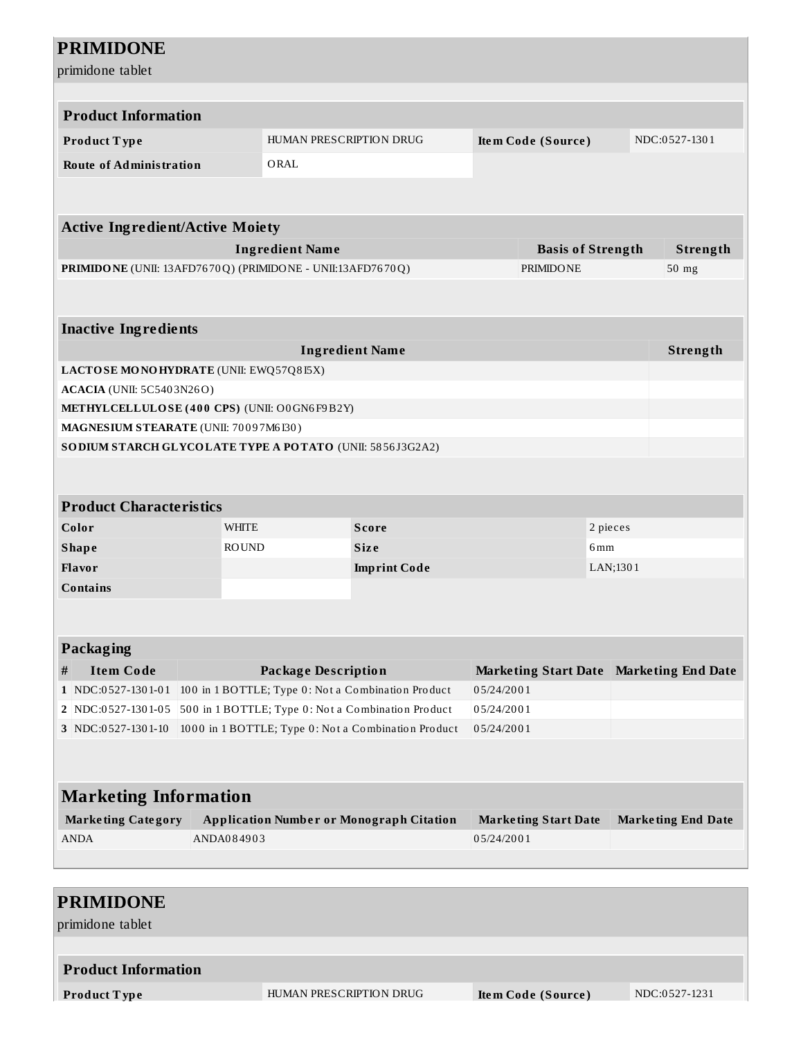# PRIMIDONE

primidone tablet

| Product Information | | | |
|---|---|---|---|
| **Product Type** | HUMAN PRESCRIPTION DRUG | **Item Code (Source)** | NDC:0527-1301 |
| **Route of Administration** | ORAL | | |

| Active Ingredient/Active Moiety | | |
|---|---|---|
| **Ingredient Name** | **Basis of Strength** | **Strength** |
| **PRIMIDONE** (UNII: 13AFD7670Q) (PRIMIDONE - UNII:13AFD7670Q) | PRIMIDONE | 50 mg |

| Inactive Ingredients | |
|---|---|
| **Ingredient Name** | **Strength** |
| **LACTOSE MONOHYDRATE** (UNII: EWQ57Q8I5X) | |
| **ACACIA** (UNII: 5C5403N26O) | |
| **METHYLCELLULOSE (400 CPS)** (UNII: O0GN6F9B2Y) | |
| **MAGNESIUM STEARATE** (UNII: 70097M6I30) | |
| **SODIUM STARCH GLYCOLATE TYPE A POTATO** (UNII: 5856J3G2A2) | |

| Product Characteristics | | | |
|---|---|---|---|
| **Color** | WHITE | **Score** | 2 pieces |
| **Shape** | ROUND | **Size** | 6mm |
| **Flavor** | | **Imprint Code** | LAN;1301 |
| **Contains** | | | |

| Packaging | | | | |
|---|---|---|---|---|
| **#** | **Item Code** | **Package Description** | **Marketing Start Date** | **Marketing End Date** |
| **1** | NDC:0527-1301-01 | 100 in 1 BOTTLE; Type 0: Not a Combination Product | 05/24/2001 | |
| **2** | NDC:0527-1301-05 | 500 in 1 BOTTLE; Type 0: Not a Combination Product | 05/24/2001 | |
| **3** | NDC:0527-1301-10 | 1000 in 1 BOTTLE; Type 0: Not a Combination Product | 05/24/2001 | |

| Marketing Information | | | |
|---|---|---|---|
| **Marketing Category** | **Application Number or Monograph Citation** | **Marketing Start Date** | **Marketing End Date** |
| ANDA | ANDA084903 | 05/24/2001 | |

# PRIMIDONE

primidone tablet

| Product Information | | | |
|---|---|---|---|
| **Product Type** | HUMAN PRESCRIPTION DRUG | **Item Code (Source)** | NDC:0527-1231 |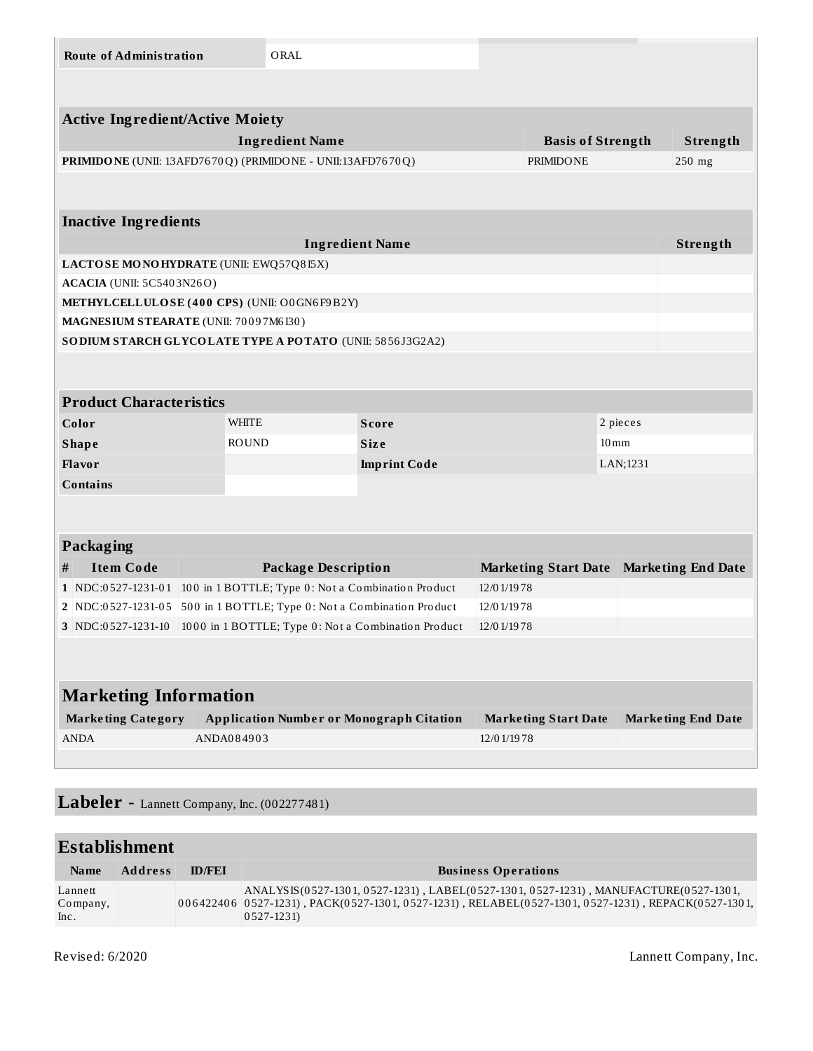| Route of Administration | ORAL |
|---|---|

| Active Ingredient/Active Moiety | | |
|---|---|---|
| **Ingredient Name** | **Basis of Strength** | **Strength** |
| **PRIMIDONE** (UNII: 13AFD7670Q) (PRIMIDONE - UNII:13AFD7670Q) | PRIMIDONE | 250 mg |

| Inactive Ingredients | |
|---|---|
| **Ingredient Name** | **Strength** |
| **LACTOSE MONOHYDRATE** (UNII: EWQ57Q8I5X) | |
| **ACACIA** (UNII: 5C5403N26O) | |
| **METHYLCELLULOSE (400 CPS)** (UNII: O0GN6F9B2Y) | |
| **MAGNESIUM STEARATE** (UNII: 70097M6I30) | |
| **SODIUM STARCH GLYCOLATE TYPE A POTATO** (UNII: 5856J3G2A2) | |

| Product Characteristics | | | |
|---|---|---|---|
| **Color** | WHITE | **Score** | 2 pieces |
| **Shape** | ROUND | **Size** | 10mm |
| **Flavor** | | **Imprint Code** | LAN;1231 |
| **Contains** | | | |

| Packaging | | | | |
|---|---|---|---|---|
| **#** | **Item Code** | **Package Description** | **Marketing Start Date** | **Marketing End Date** |
| **1** | NDC:0527-1231-01 | 100 in 1 BOTTLE; Type 0: Not a Combination Product | 12/01/1978 | |
| **2** | NDC:0527-1231-05 | 500 in 1 BOTTLE; Type 0: Not a Combination Product | 12/01/1978 | |
| **3** | NDC:0527-1231-10 | 1000 in 1 BOTTLE; Type 0: Not a Combination Product | 12/01/1978 | |

| Marketing Information | | | |
|---|---|---|---|
| **Marketing Category** | **Application Number or Monograph Citation** | **Marketing Start Date** | **Marketing End Date** |
| ANDA | ANDA084903 | 12/01/1978 | |

## Labeler - Lannett Company, Inc. (002277481)

| Establishment | | | |
|---|---|---|---|
| **Name** | **Address** | **ID/FEI** | **Business Operations** |
| Lannett Company, Inc. | | 006422406 | ANALYSIS(0527-1301, 0527-1231) , LABEL(0527-1301, 0527-1231) , MANUFACTURE(0527-1301, 0527-1231) , PACK(0527-1301, 0527-1231) , RELABEL(0527-1301, 0527-1231) , REPACK(0527-1301, 0527-1231) |

Revised: 6/2020

Lannett Company, Inc.